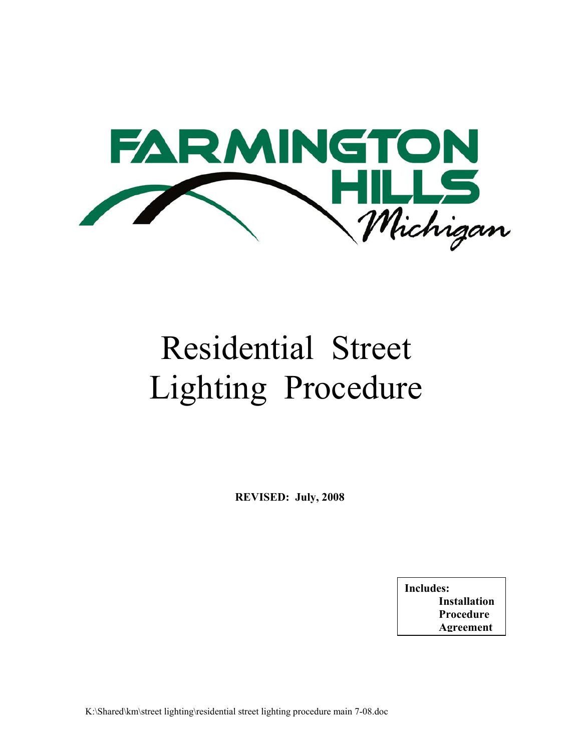FARMINGTON HILLS Michigan

# Residential Street Lighting Procedure

**REVISED: July, 2008**

**Includes:**
**Installation**
**Procedure**
**Agreement**

K:\Shared\km\street lighting\residential street lighting procedure main 7-08.doc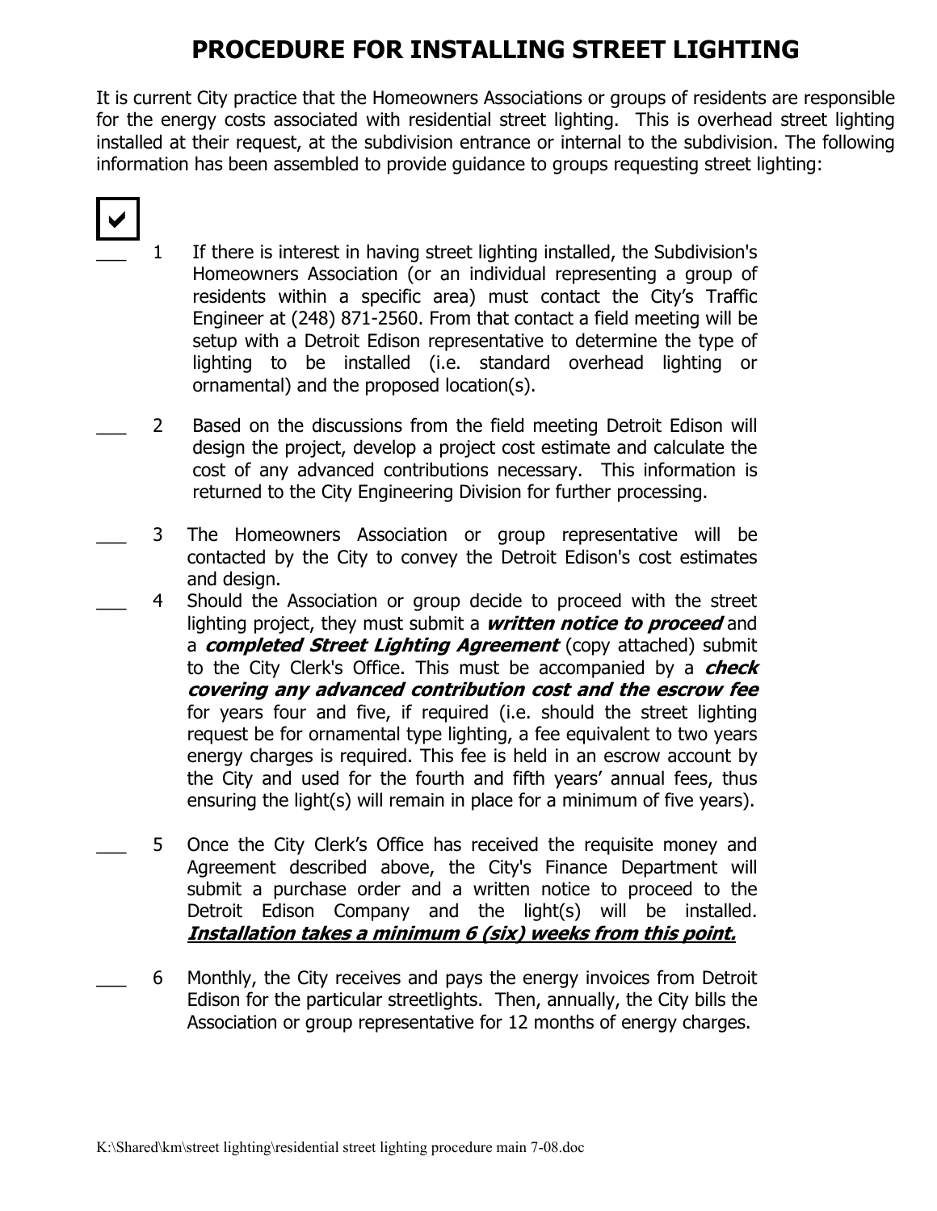# PROCEDURE FOR INSTALLING STREET LIGHTING

It is current City practice that the Homeowners Associations or groups of residents are responsible for the energy costs associated with residential street lighting. This is overhead street lighting installed at their request, at the subdivision entrance or internal to the subdivision. The following information has been assembled to provide guidance to groups requesting street lighting:

☑

___ 1 If there is interest in having street lighting installed, the Subdivision's Homeowners Association (or an individual representing a group of residents within a specific area) must contact the City's Traffic Engineer at (248) 871-2560. From that contact a field meeting will be setup with a Detroit Edison representative to determine the type of lighting to be installed (i.e. standard overhead lighting or ornamental) and the proposed location(s).

___ 2 Based on the discussions from the field meeting Detroit Edison will design the project, develop a project cost estimate and calculate the cost of any advanced contributions necessary. This information is returned to the City Engineering Division for further processing.

___ 3 The Homeowners Association or group representative will be contacted by the City to convey the Detroit Edison's cost estimates and design.

___ 4 Should the Association or group decide to proceed with the street lighting project, they must submit a ***written notice to proceed*** and a ***completed Street Lighting Agreement*** (copy attached) submit to the City Clerk's Office. This must be accompanied by a ***check covering any advanced contribution cost and the escrow fee*** for years four and five, if required (i.e. should the street lighting request be for ornamental type lighting, a fee equivalent to two years energy charges is required. This fee is held in an escrow account by the City and used for the fourth and fifth years' annual fees, thus ensuring the light(s) will remain in place for a minimum of five years).

___ 5 Once the City Clerk's Office has received the requisite money and Agreement described above, the City's Finance Department will submit a purchase order and a written notice to proceed to the Detroit Edison Company and the light(s) will be installed. ***<u>Installation takes a minimum 6 (six) weeks from this point.</u>***

___ 6 Monthly, the City receives and pays the energy invoices from Detroit Edison for the particular streetlights. Then, annually, the City bills the Association or group representative for 12 months of energy charges.

K:\Shared\km\street lighting\residential street lighting procedure main 7-08.doc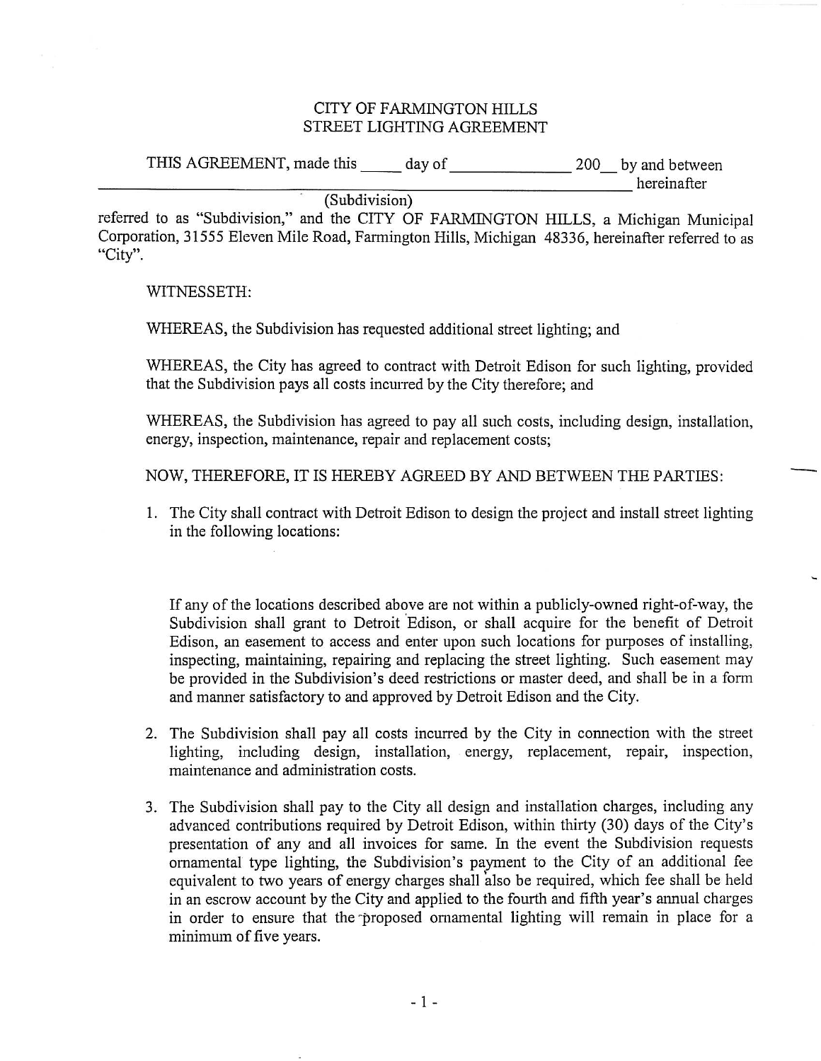CITY OF FARMINGTON HILLS
STREET LIGHTING AGREEMENT

THIS AGREEMENT, made this _____ day of _______________ 200__ by and between _______________________________________________ hereinafter
(Subdivision)
referred to as "Subdivision," and the CITY OF FARMINGTON HILLS, a Michigan Municipal Corporation, 31555 Eleven Mile Road, Farmington Hills, Michigan 48336, hereinafter referred to as "City".

WITNESSETH:

WHEREAS, the Subdivision has requested additional street lighting; and

WHEREAS, the City has agreed to contract with Detroit Edison for such lighting, provided that the Subdivision pays all costs incurred by the City therefore; and

WHEREAS, the Subdivision has agreed to pay all such costs, including design, installation, energy, inspection, maintenance, repair and replacement costs;

NOW, THEREFORE, IT IS HEREBY AGREED BY AND BETWEEN THE PARTIES:

1. The City shall contract with Detroit Edison to design the project and install street lighting in the following locations:

   If any of the locations described above are not within a publicly-owned right-of-way, the Subdivision shall grant to Detroit Edison, or shall acquire for the benefit of Detroit Edison, an easement to access and enter upon such locations for purposes of installing, inspecting, maintaining, repairing and replacing the street lighting. Such easement may be provided in the Subdivision's deed restrictions or master deed, and shall be in a form and manner satisfactory to and approved by Detroit Edison and the City.

2. The Subdivision shall pay all costs incurred by the City in connection with the street lighting, including design, installation, energy, replacement, repair, inspection, maintenance and administration costs.

3. The Subdivision shall pay to the City all design and installation charges, including any advanced contributions required by Detroit Edison, within thirty (30) days of the City's presentation of any and all invoices for same. In the event the Subdivision requests ornamental type lighting, the Subdivision's payment to the City of an additional fee equivalent to two years of energy charges shall also be required, which fee shall be held in an escrow account by the City and applied to the fourth and fifth year's annual charges in order to ensure that the proposed ornamental lighting will remain in place for a minimum of five years.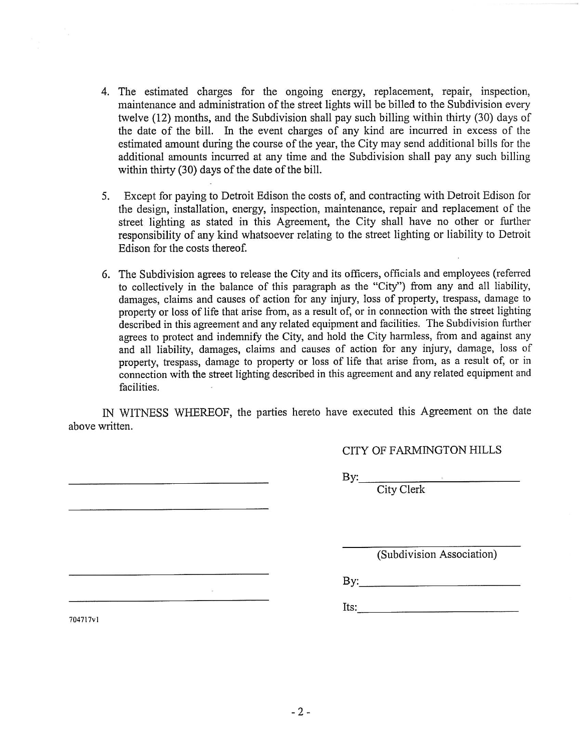4. The estimated charges for the ongoing energy, replacement, repair, inspection, maintenance and administration of the street lights will be billed to the Subdivision every twelve (12) months, and the Subdivision shall pay such billing within thirty (30) days of the date of the bill. In the event charges of any kind are incurred in excess of the estimated amount during the course of the year, the City may send additional bills for the additional amounts incurred at any time and the Subdivision shall pay any such billing within thirty (30) days of the date of the bill.

5. Except for paying to Detroit Edison the costs of, and contracting with Detroit Edison for the design, installation, energy, inspection, maintenance, repair and replacement of the street lighting as stated in this Agreement, the City shall have no other or further responsibility of any kind whatsoever relating to the street lighting or liability to Detroit Edison for the costs thereof.

6. The Subdivision agrees to release the City and its officers, officials and employees (referred to collectively in the balance of this paragraph as the "City") from any and all liability, damages, claims and causes of action for any injury, loss of property, trespass, damage to property or loss of life that arise from, as a result of, or in connection with the street lighting described in this agreement and any related equipment and facilities. The Subdivision further agrees to protect and indemnify the City, and hold the City harmless, from and against any and all liability, damages, claims and causes of action for any injury, damage, loss of property, trespass, damage to property or loss of life that arise from, as a result of, or in connection with the street lighting described in this agreement and any related equipment and facilities.

IN WITNESS WHEREOF, the parties hereto have executed this Agreement on the date above written.

CITY OF FARMINGTON HILLS

______________________________ By: ______________________________
City Clerk

______________________________

______________________________
(Subdivision Association)

______________________________ By: ______________________________

______________________________ Its: ______________________________

704717v1